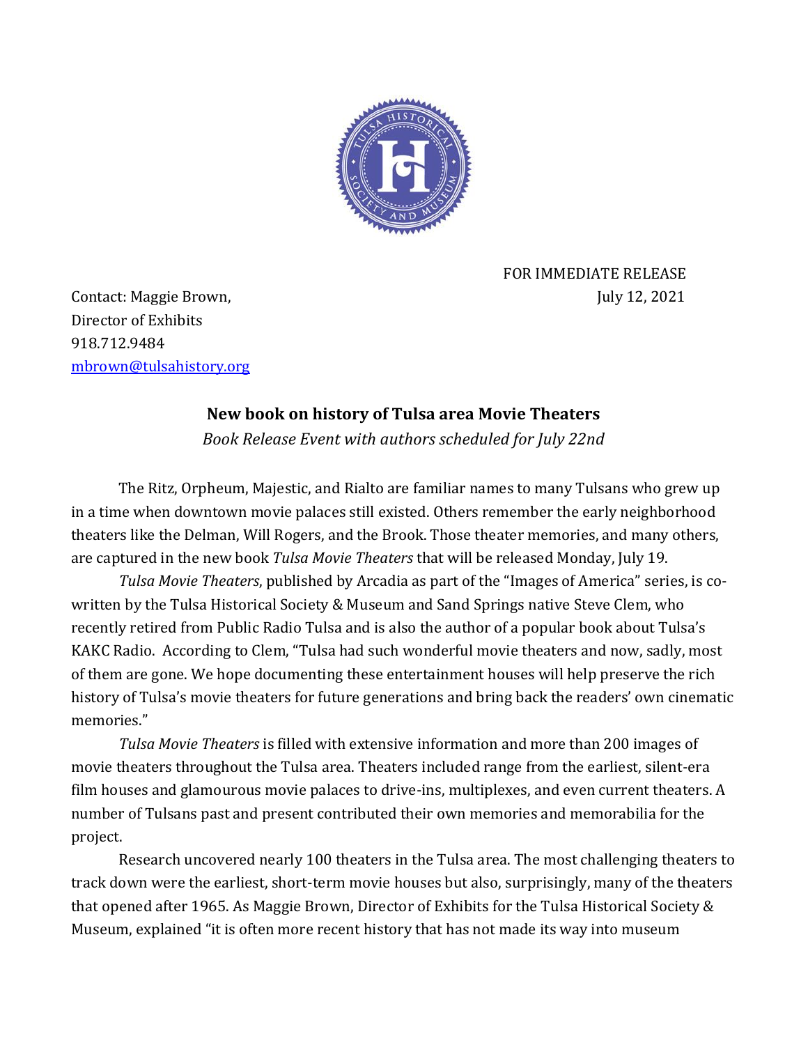FOR IMMEDIATE RELEASE

July 12, 2021

Contact: Maggie Brown,
Director of Exhibits
918.712.9484
mbrown@tulsahistory.org

## New book on history of Tulsa area Movie Theaters

*Book Release Event with authors scheduled for July 22nd*

The Ritz, Orpheum, Majestic, and Rialto are familiar names to many Tulsans who grew up in a time when downtown movie palaces still existed. Others remember the early neighborhood theaters like the Delman, Will Rogers, and the Brook. Those theater memories, and many others, are captured in the new book *Tulsa Movie Theaters* that will be released Monday, July 19.

*Tulsa Movie Theaters*, published by Arcadia as part of the "Images of America" series, is co-written by the Tulsa Historical Society & Museum and Sand Springs native Steve Clem, who recently retired from Public Radio Tulsa and is also the author of a popular book about Tulsa's KAKC Radio. According to Clem, "Tulsa had such wonderful movie theaters and now, sadly, most of them are gone. We hope documenting these entertainment houses will help preserve the rich history of Tulsa's movie theaters for future generations and bring back the readers' own cinematic memories."

*Tulsa Movie Theaters* is filled with extensive information and more than 200 images of movie theaters throughout the Tulsa area. Theaters included range from the earliest, silent-era film houses and glamourous movie palaces to drive-ins, multiplexes, and even current theaters. A number of Tulsans past and present contributed their own memories and memorabilia for the project.

Research uncovered nearly 100 theaters in the Tulsa area. The most challenging theaters to track down were the earliest, short-term movie houses but also, surprisingly, many of the theaters that opened after 1965. As Maggie Brown, Director of Exhibits for the Tulsa Historical Society & Museum, explained "it is often more recent history that has not made its way into museum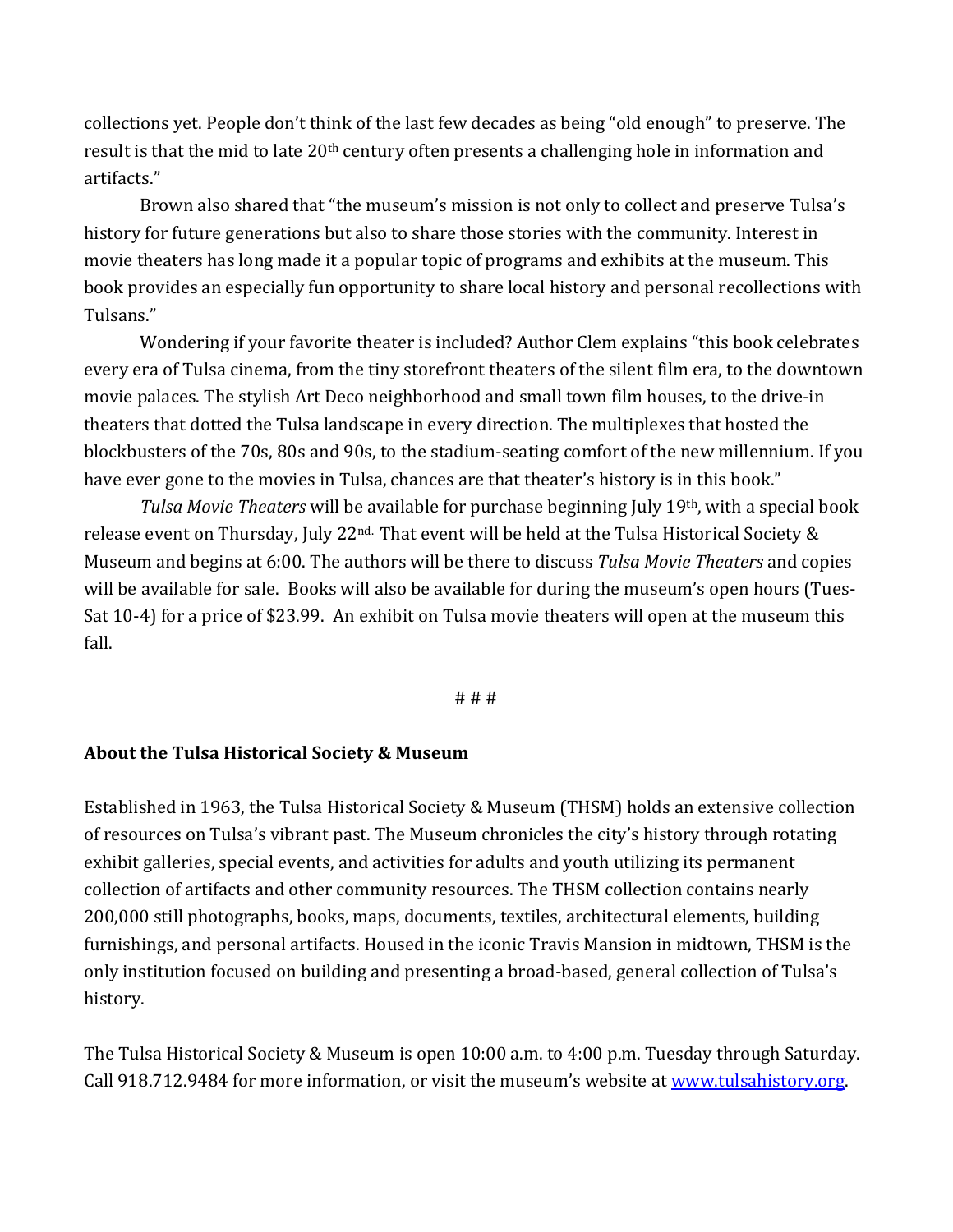collections yet. People don't think of the last few decades as being "old enough" to preserve. The result is that the mid to late 20th century often presents a challenging hole in information and artifacts."

Brown also shared that "the museum's mission is not only to collect and preserve Tulsa's history for future generations but also to share those stories with the community. Interest in movie theaters has long made it a popular topic of programs and exhibits at the museum. This book provides an especially fun opportunity to share local history and personal recollections with Tulsans."

Wondering if your favorite theater is included? Author Clem explains "this book celebrates every era of Tulsa cinema, from the tiny storefront theaters of the silent film era, to the downtown movie palaces. The stylish Art Deco neighborhood and small town film houses, to the drive-in theaters that dotted the Tulsa landscape in every direction. The multiplexes that hosted the blockbusters of the 70s, 80s and 90s, to the stadium-seating comfort of the new millennium. If you have ever gone to the movies in Tulsa, chances are that theater's history is in this book."

*Tulsa Movie Theaters* will be available for purchase beginning July 19th, with a special book release event on Thursday, July 22nd. That event will be held at the Tulsa Historical Society & Museum and begins at 6:00. The authors will be there to discuss *Tulsa Movie Theaters* and copies will be available for sale. Books will also be available for during the museum's open hours (Tues-Sat 10-4) for a price of $23.99. An exhibit on Tulsa movie theaters will open at the museum this fall.

# # #

**About the Tulsa Historical Society & Museum**

Established in 1963, the Tulsa Historical Society & Museum (THSM) holds an extensive collection of resources on Tulsa's vibrant past. The Museum chronicles the city's history through rotating exhibit galleries, special events, and activities for adults and youth utilizing its permanent collection of artifacts and other community resources. The THSM collection contains nearly 200,000 still photographs, books, maps, documents, textiles, architectural elements, building furnishings, and personal artifacts. Housed in the iconic Travis Mansion in midtown, THSM is the only institution focused on building and presenting a broad-based, general collection of Tulsa's history.

The Tulsa Historical Society & Museum is open 10:00 a.m. to 4:00 p.m. Tuesday through Saturday. Call 918.712.9484 for more information, or visit the museum's website at www.tulsahistory.org.